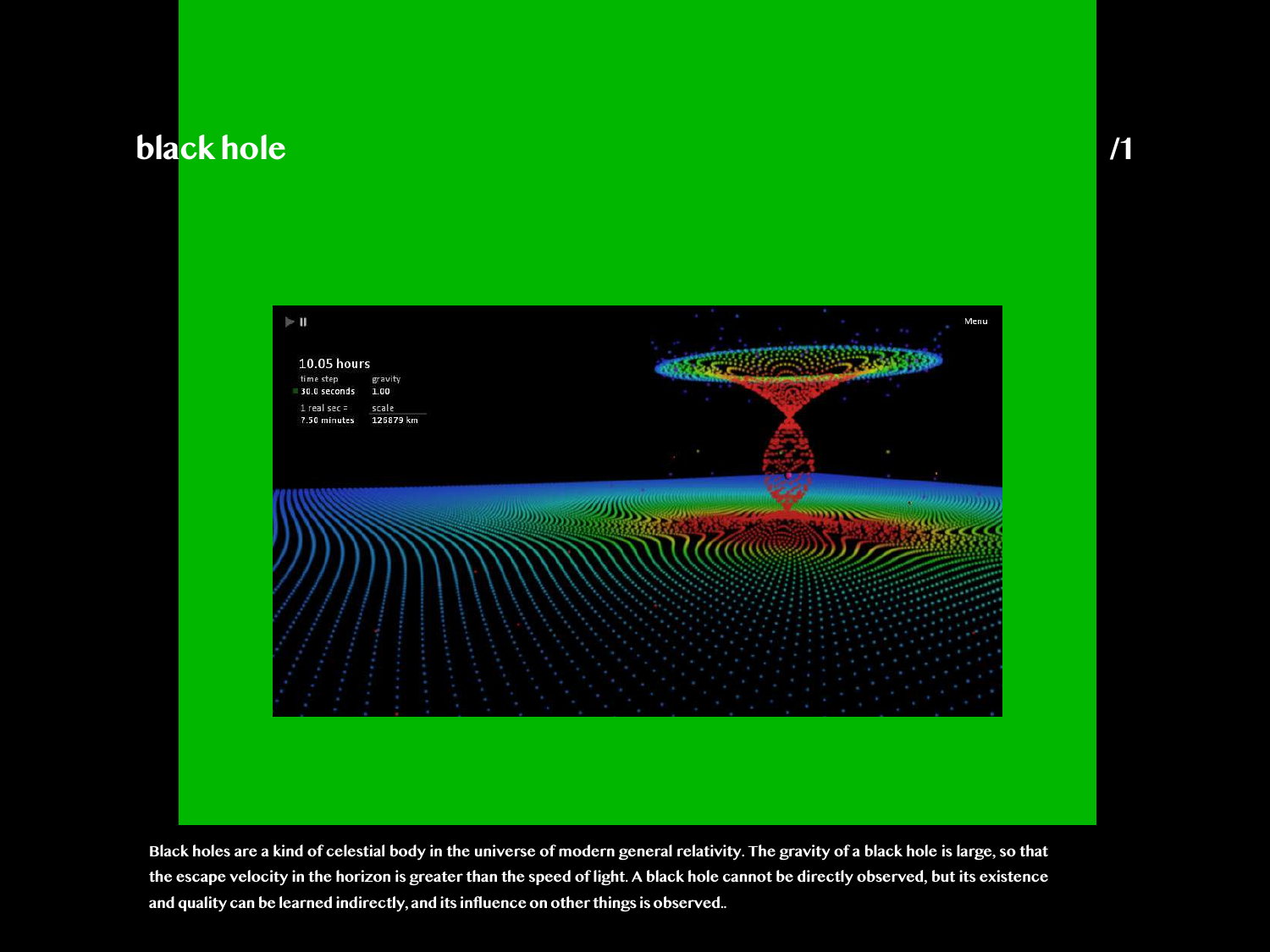# black hole

/1

Black holes are a kind of celestial body in the universe of modern general relativity. The gravity of a black hole is large, so that the escape velocity in the horizon is greater than the speed of light. A black hole cannot be directly observed, but its existence and quality can be learned indirectly, and its influence on other things is observed..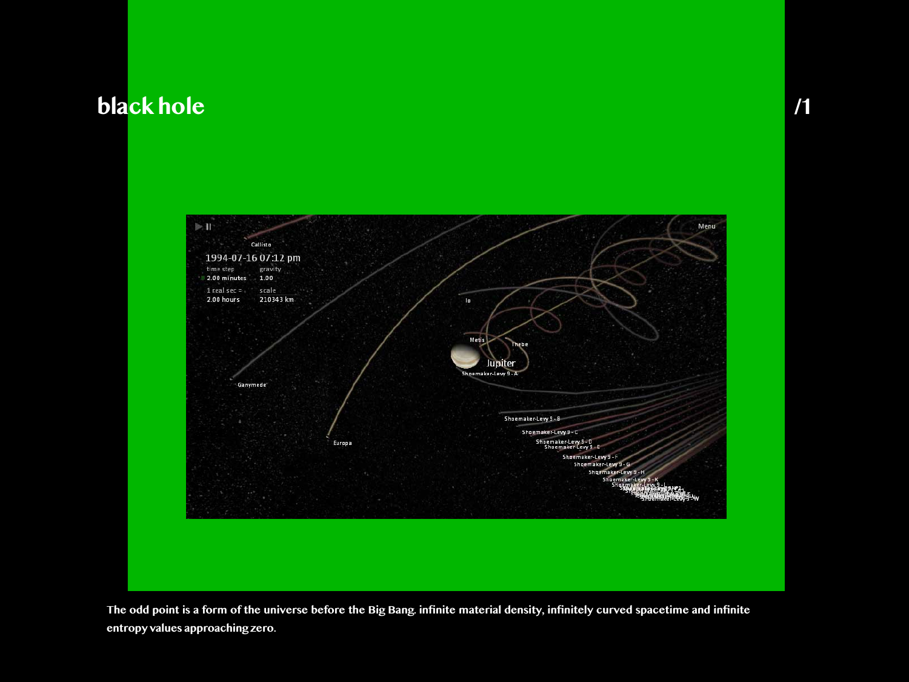# black hole

/1

The odd point is a form of the universe before the Big Bang. infinite material density, infinitely curved spacetime and infinite entropy values approaching zero.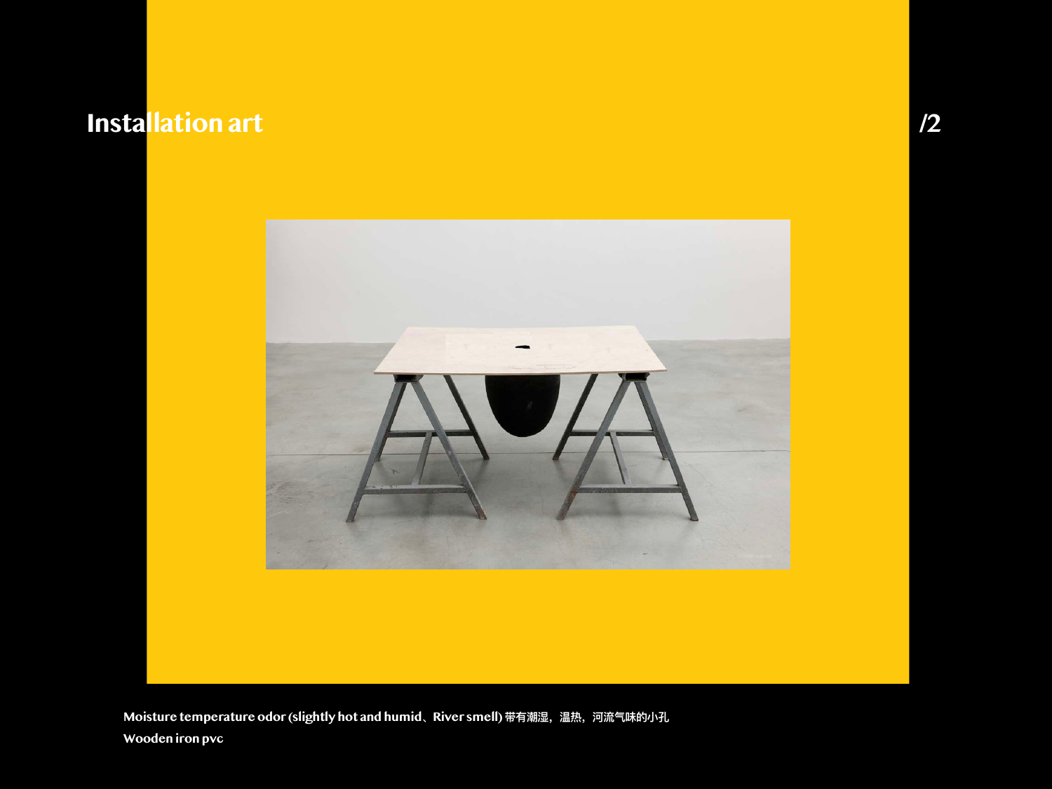# Installation art

**Moisture temperature odor (slightly hot and humid、River smell) 带有潮湿，温热，河流气味的小孔**

**Wooden iron pvc**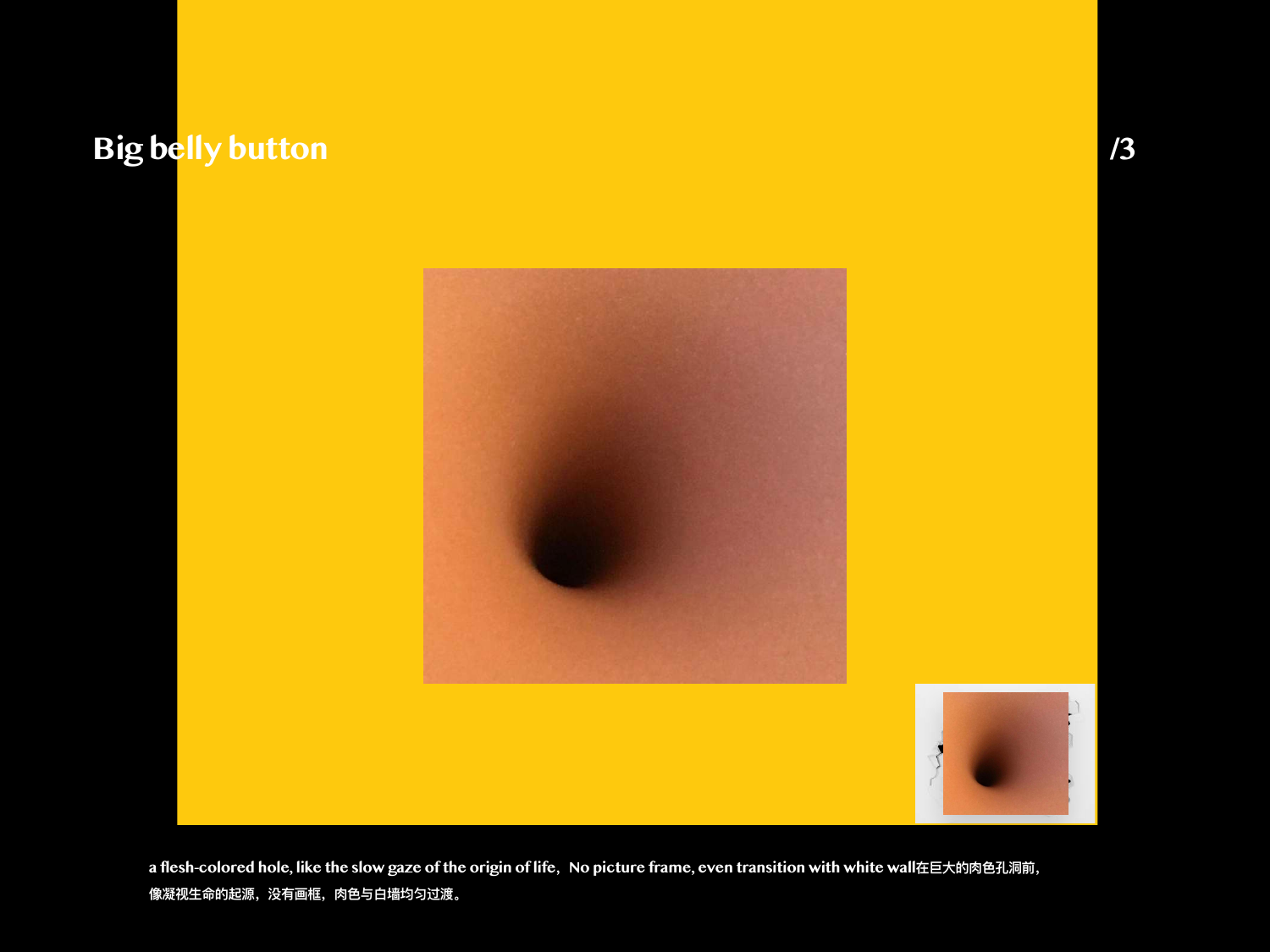# Big belly button

/3

a flesh-colored hole, like the slow gaze of the origin of life，No picture frame, even transition with white wall在巨大的肉色孔洞前，像凝视生命的起源，没有画框，肉色与白墙均匀过渡。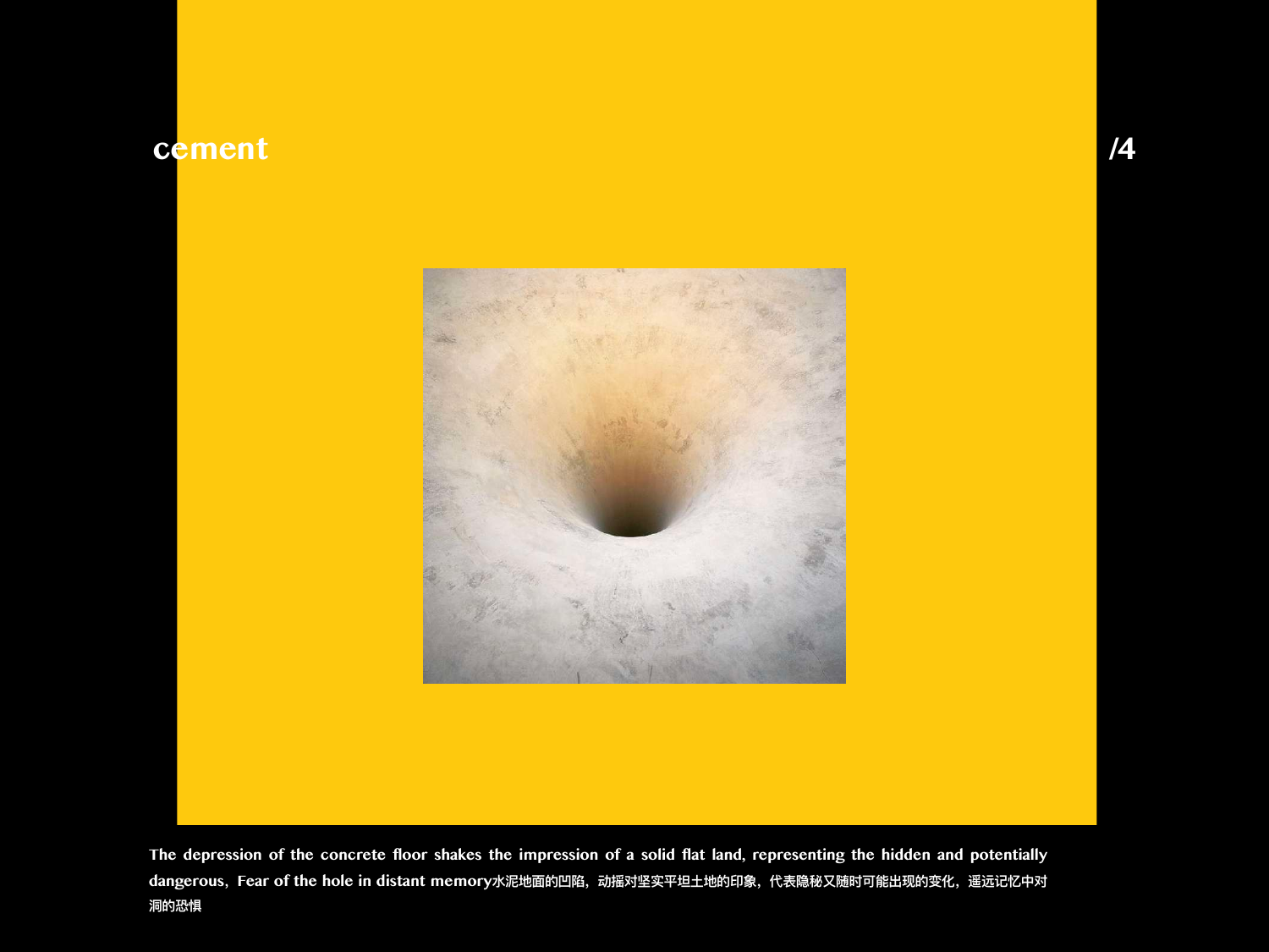# cement

/4

The depression of the concrete floor shakes the impression of a solid flat land, representing the hidden and potentially dangerous, Fear of the hole in distant memory水泥地面的凹陷，动摇对坚实平坦土地的印象，代表隐秘又随时可能出现的变化，遥远记忆中对洞的恐惧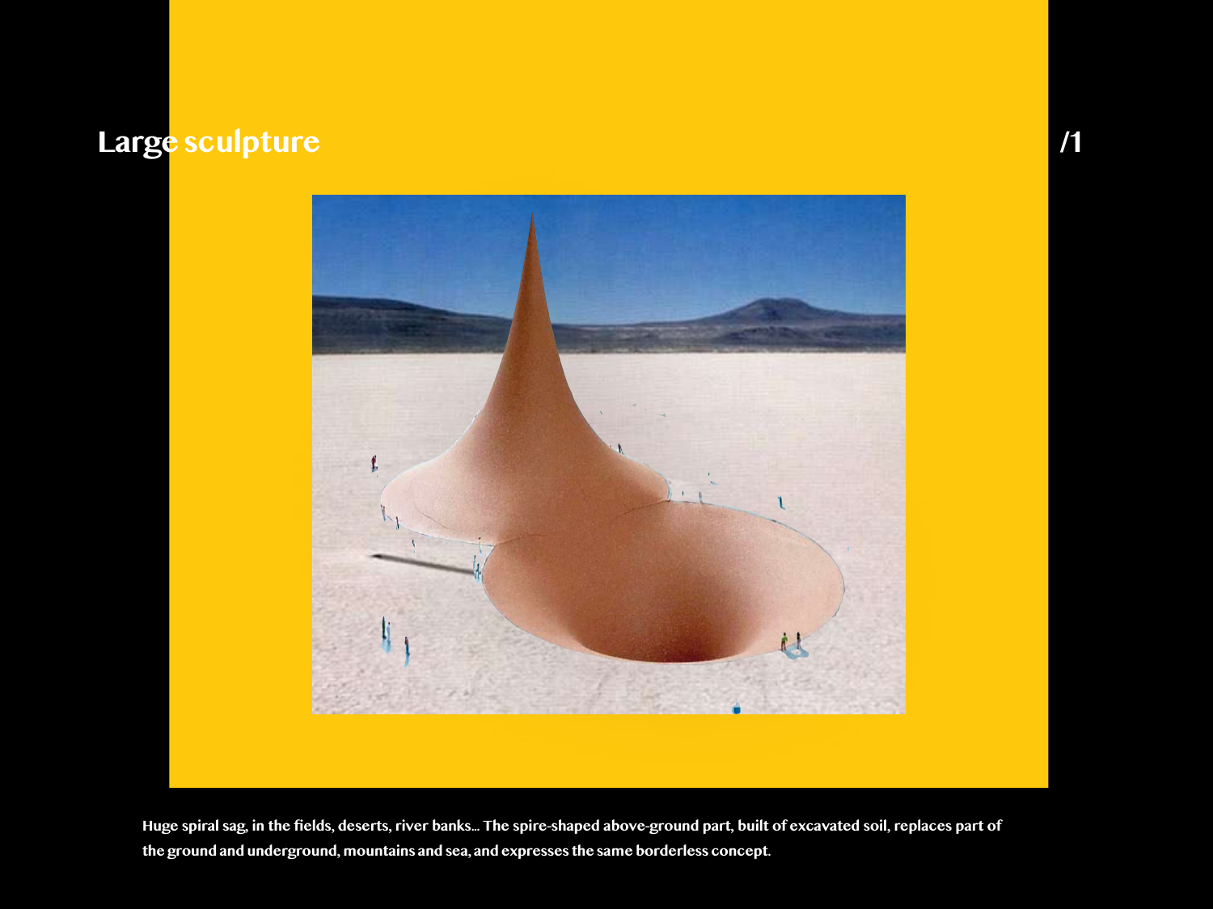# Large sculpture

/1

Huge spiral sag, in the fields, deserts, river banks... The spire-shaped above-ground part, built of excavated soil, replaces part of the ground and underground, mountains and sea, and expresses the same borderless concept.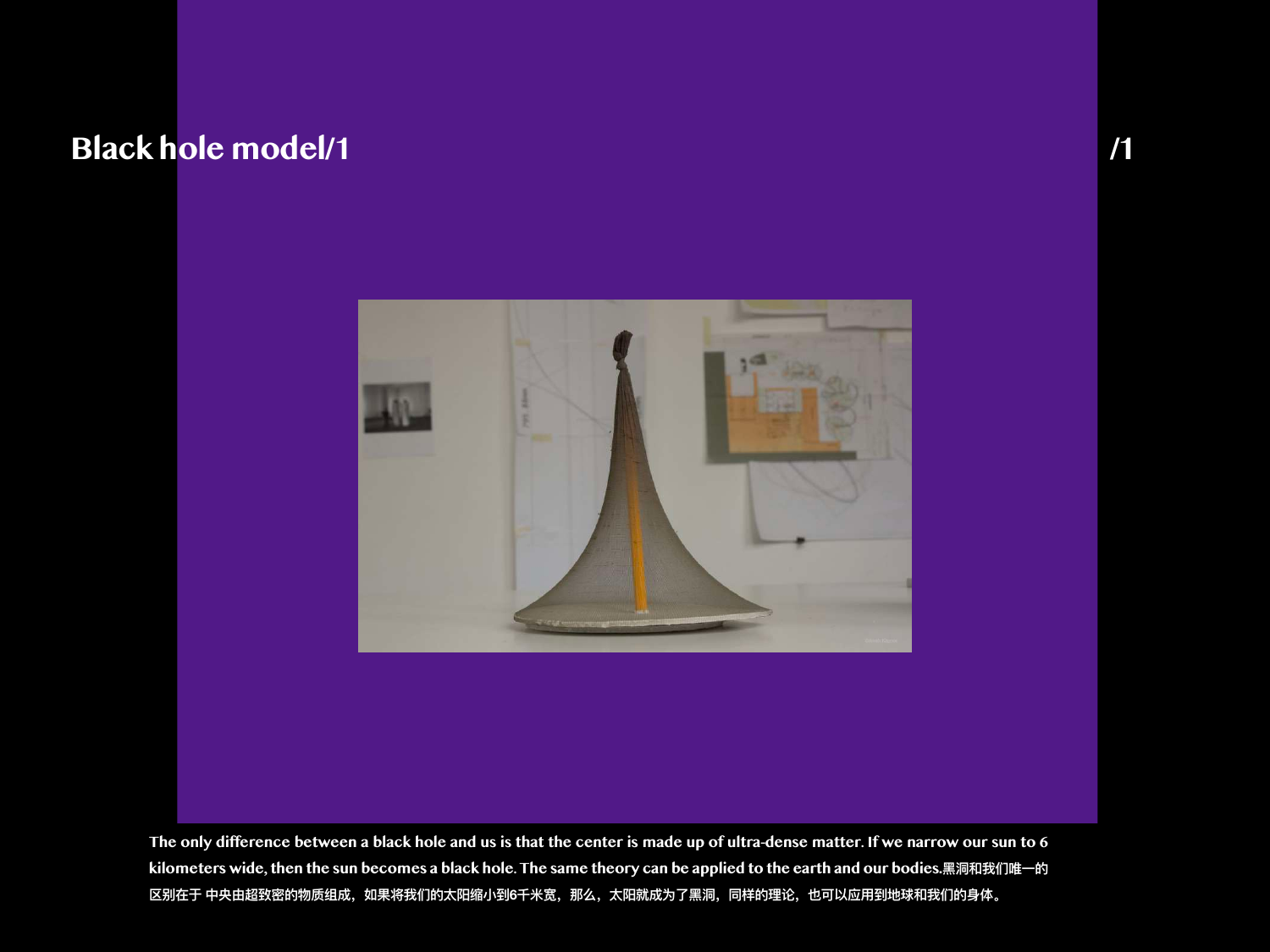# Black hole model/1

The only difference between a black hole and us is that the center is made up of ultra-dense matter. If we narrow our sun to 6 kilometers wide, then the sun becomes a black hole. The same theory can be applied to the earth and our bodies.黑洞和我们唯一的区别在于 中央由超致密的物质组成，如果将我们的太阳缩小到6千米宽，那么，太阳就成为了黑洞，同样的理论，也可以应用到地球和我们的身体。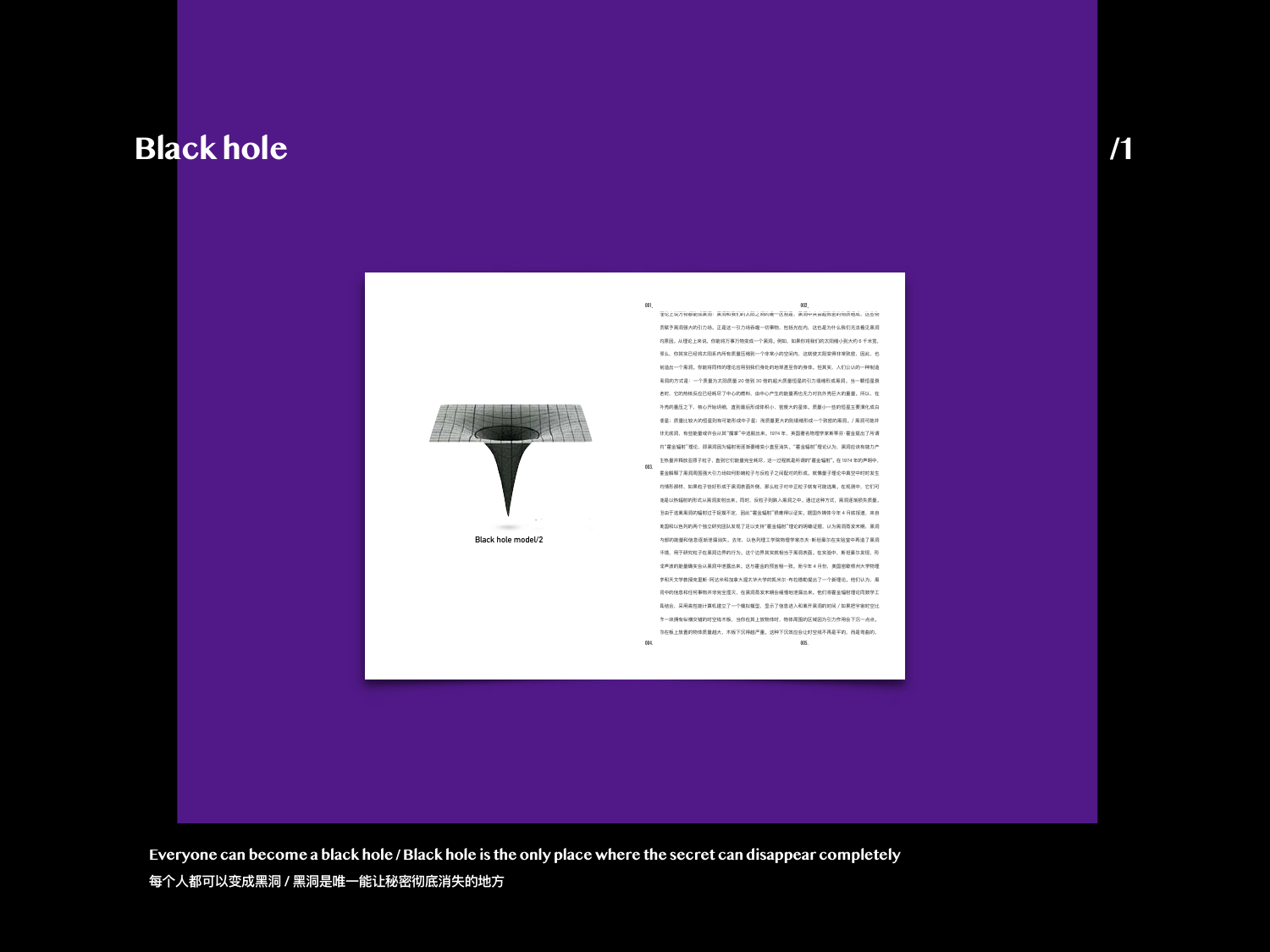# Black hole

/1

Black hole model/2

Everyone can become a black hole / Black hole is the only place where the secret can disappear completely

每个人都可以变成黑洞 / 黑洞是唯一能让秘密彻底消失的地方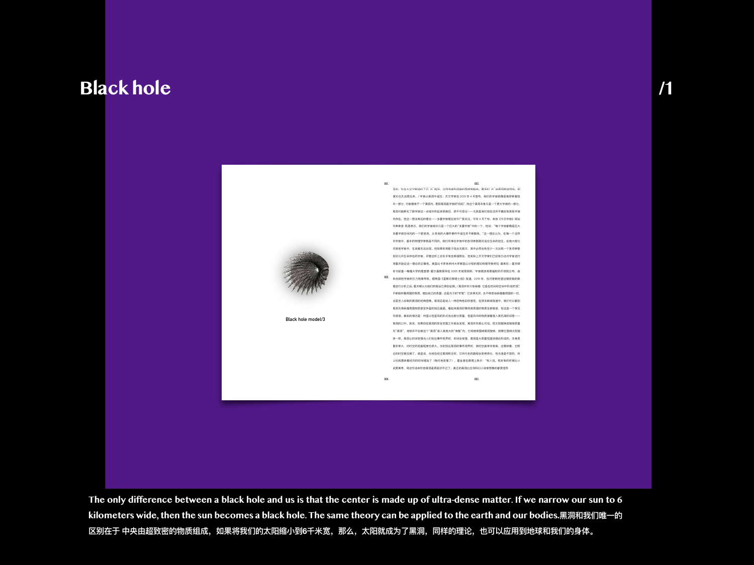# Black hole

/1

Black hole model/3

The only difference between a black hole and us is that the center is made up of ultra-dense matter. If we narrow our sun to 6 kilometers wide, then the sun becomes a black hole. The same theory can be applied to the earth and our bodies.黑洞和我们唯一的区别在于 中央由超致密的物质组成，如果将我们的太阳缩小到6千米宽，那么，太阳就成为了黑洞，同样的理论，也可以应用到地球和我们的身体。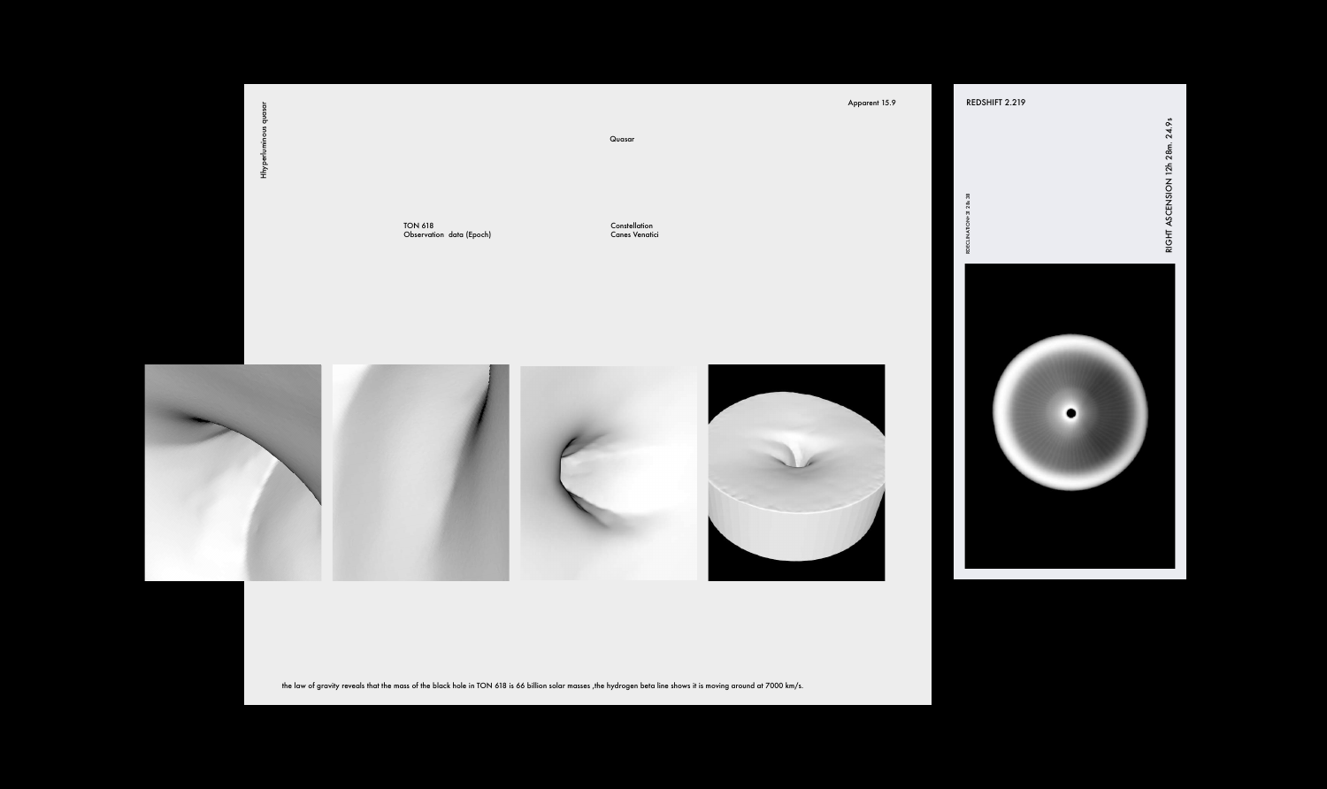Hhyperluminous quasar

Apparent 15.9

Quasar

TON 618
Observation data (Epoch)

Constellation
Canes Venatici

the law of gravity reveals that the mass of the black hole in TON 618 is 66 billion solar masses ,the hydrogen beta line shows it is moving around at 7000 km/s.

REDSHIFT 2.219

RIGHT ASCENSION 12h 28m. 24.9s

DECLINATION 31 28.38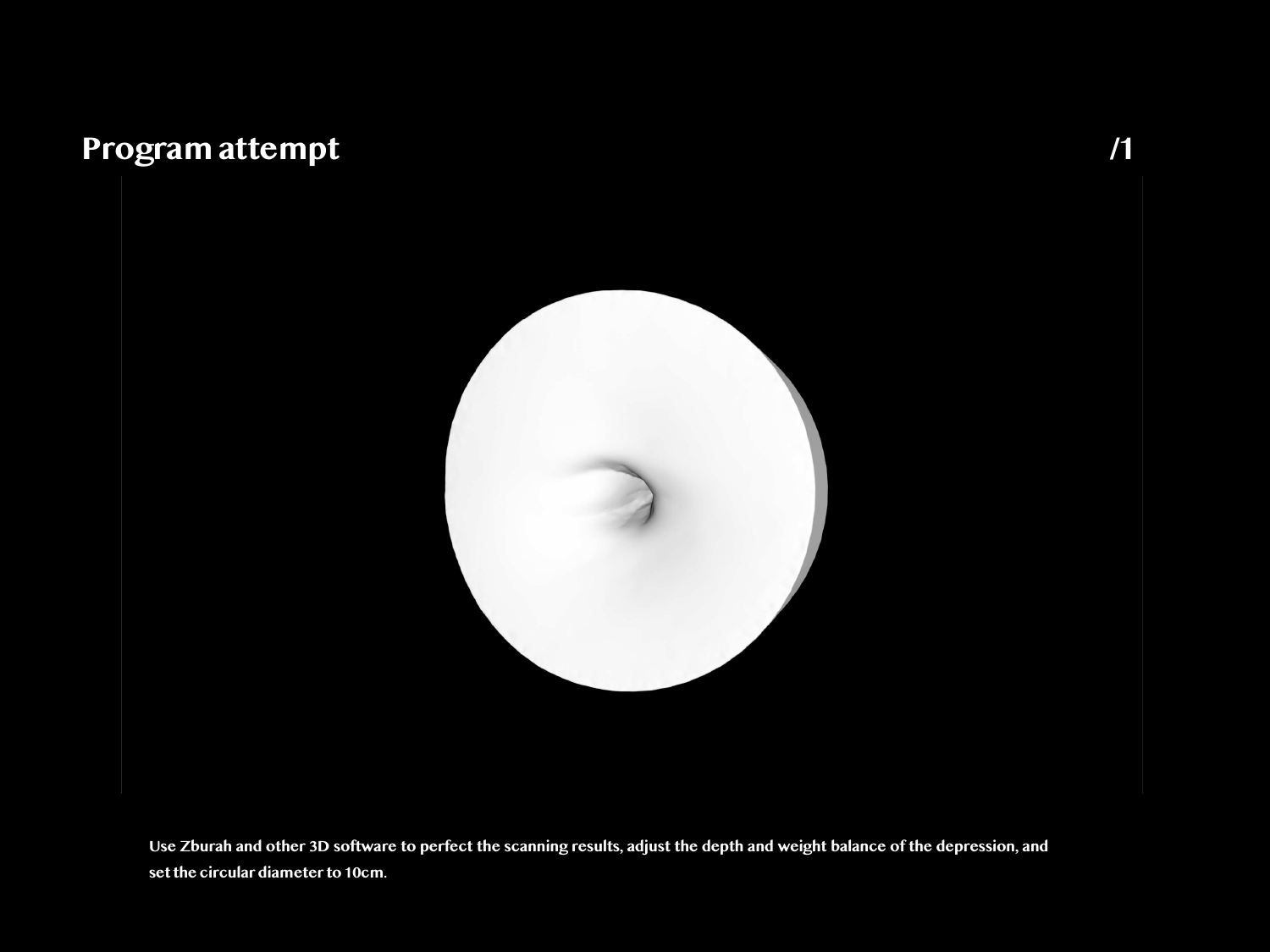# Program attempt

/1

Use Zburah and other 3D software to perfect the scanning results, adjust the depth and weight balance of the depression, and set the circular diameter to 10cm.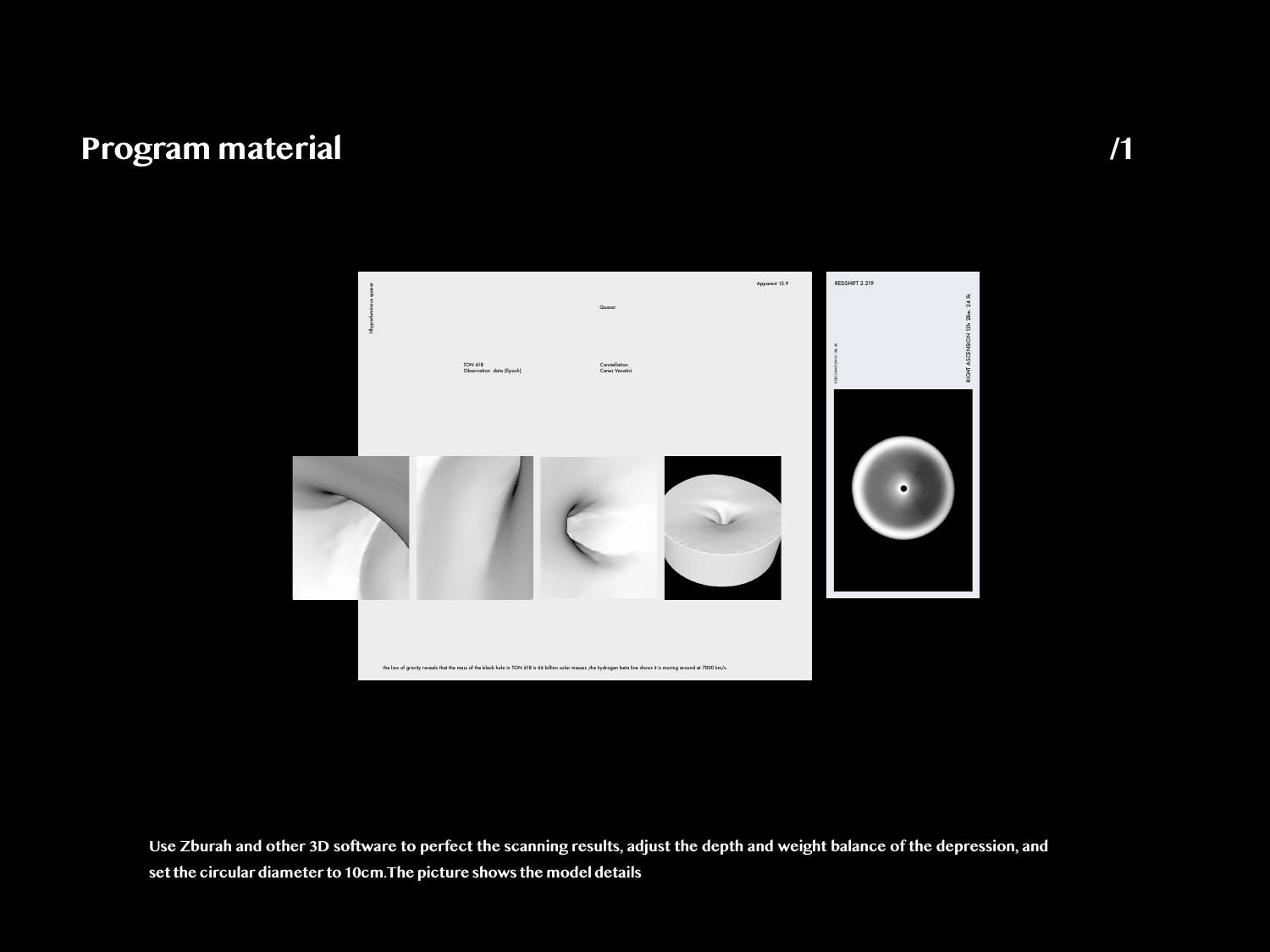# Program material

/1

Use Zburah and other 3D software to perfect the scanning results, adjust the depth and weight balance of the depression, and set the circular diameter to 10cm.The picture shows the model details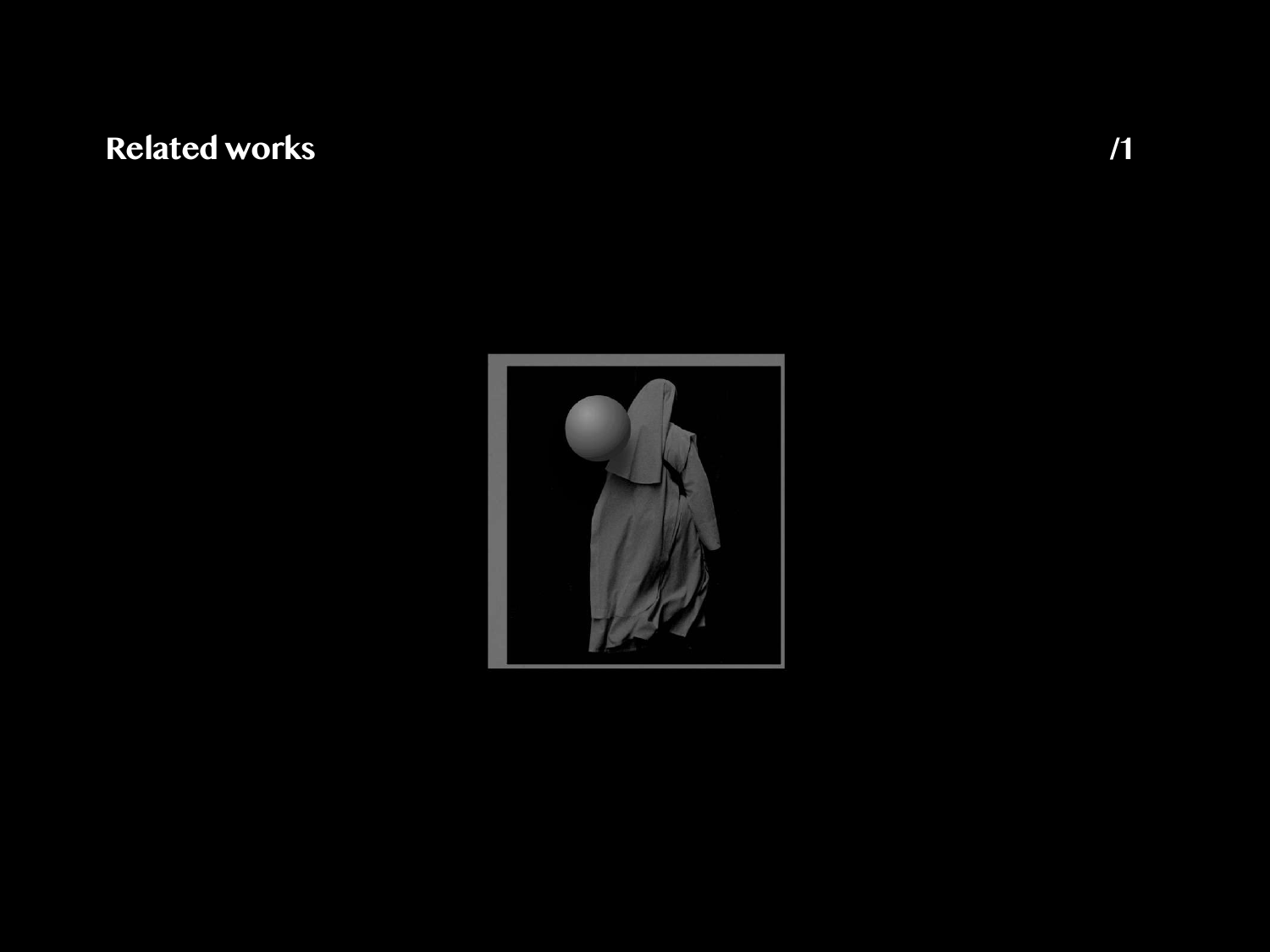# Related works

/1